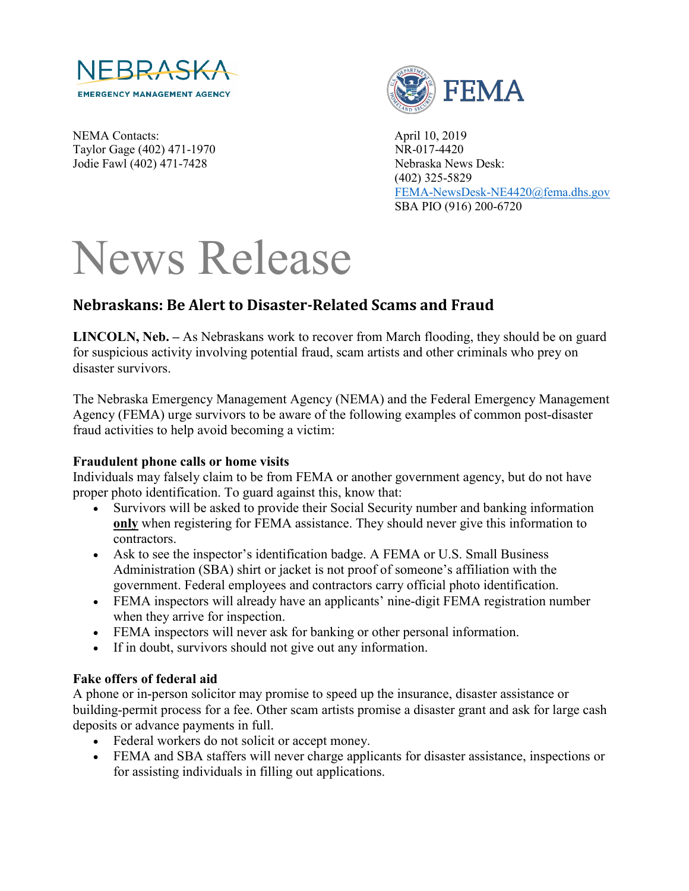NEBRASKA
EMERGENCY MANAGEMENT AGENCY

FEMA

NEMA Contacts:
Taylor Gage (402) 471-1970
Jodie Fawl (402) 471-7428

April 10, 2019
NR-017-4420
Nebraska News Desk:
(402) 325-5829
FEMA-NewsDesk-NE4420@fema.dhs.gov
SBA PIO (916) 200-6720

# News Release

## Nebraskans: Be Alert to Disaster-Related Scams and Fraud

**LINCOLN, Neb. –** As Nebraskans work to recover from March flooding, they should be on guard for suspicious activity involving potential fraud, scam artists and other criminals who prey on disaster survivors.

The Nebraska Emergency Management Agency (NEMA) and the Federal Emergency Management Agency (FEMA) urge survivors to be aware of the following examples of common post-disaster fraud activities to help avoid becoming a victim:

**Fraudulent phone calls or home visits**
Individuals may falsely claim to be from FEMA or another government agency, but do not have proper photo identification. To guard against this, know that:

- Survivors will be asked to provide their Social Security number and banking information **only** when registering for FEMA assistance. They should never give this information to contractors.
- Ask to see the inspector's identification badge. A FEMA or U.S. Small Business Administration (SBA) shirt or jacket is not proof of someone's affiliation with the government. Federal employees and contractors carry official photo identification.
- FEMA inspectors will already have an applicants' nine-digit FEMA registration number when they arrive for inspection.
- FEMA inspectors will never ask for banking or other personal information.
- If in doubt, survivors should not give out any information.

**Fake offers of federal aid**
A phone or in-person solicitor may promise to speed up the insurance, disaster assistance or building-permit process for a fee. Other scam artists promise a disaster grant and ask for large cash deposits or advance payments in full.

- Federal workers do not solicit or accept money.
- FEMA and SBA staffers will never charge applicants for disaster assistance, inspections or for assisting individuals in filling out applications.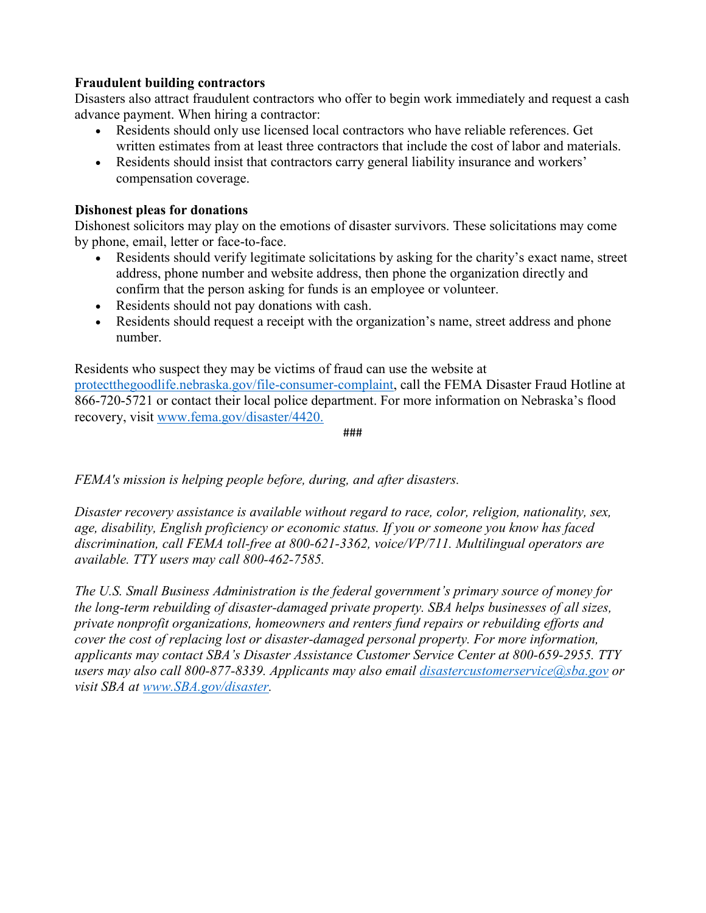**Fraudulent building contractors**

Disasters also attract fraudulent contractors who offer to begin work immediately and request a cash advance payment. When hiring a contractor:

- Residents should only use licensed local contractors who have reliable references. Get written estimates from at least three contractors that include the cost of labor and materials.
- Residents should insist that contractors carry general liability insurance and workers' compensation coverage.

**Dishonest pleas for donations**

Dishonest solicitors may play on the emotions of disaster survivors. These solicitations may come by phone, email, letter or face-to-face.

- Residents should verify legitimate solicitations by asking for the charity's exact name, street address, phone number and website address, then phone the organization directly and confirm that the person asking for funds is an employee or volunteer.
- Residents should not pay donations with cash.
- Residents should request a receipt with the organization's name, street address and phone number.

Residents who suspect they may be victims of fraud can use the website at [protectthegoodlife.nebraska.gov/file-consumer-complaint](protectthegoodlife.nebraska.gov/file-consumer-complaint), call the FEMA Disaster Fraud Hotline at 866-720-5721 or contact their local police department. For more information on Nebraska's flood recovery, visit [www.fema.gov/disaster/4420.](www.fema.gov/disaster/4420)

###

*FEMA's mission is helping people before, during, and after disasters.*

*Disaster recovery assistance is available without regard to race, color, religion, nationality, sex, age, disability, English proficiency or economic status. If you or someone you know has faced discrimination, call FEMA toll-free at 800-621-3362, voice/VP/711. Multilingual operators are available. TTY users may call 800-462-7585.*

*The U.S. Small Business Administration is the federal government's primary source of money for the long-term rebuilding of disaster-damaged private property. SBA helps businesses of all sizes, private nonprofit organizations, homeowners and renters fund repairs or rebuilding efforts and cover the cost of replacing lost or disaster-damaged personal property. For more information, applicants may contact SBA's Disaster Assistance Customer Service Center at 800-659-2955. TTY users may also call 800-877-8339. Applicants may also email [disastercustomerservice@sba.gov](mailto:disastercustomerservice@sba.gov) or visit SBA at [www.SBA.gov/disaster](www.SBA.gov/disaster).*